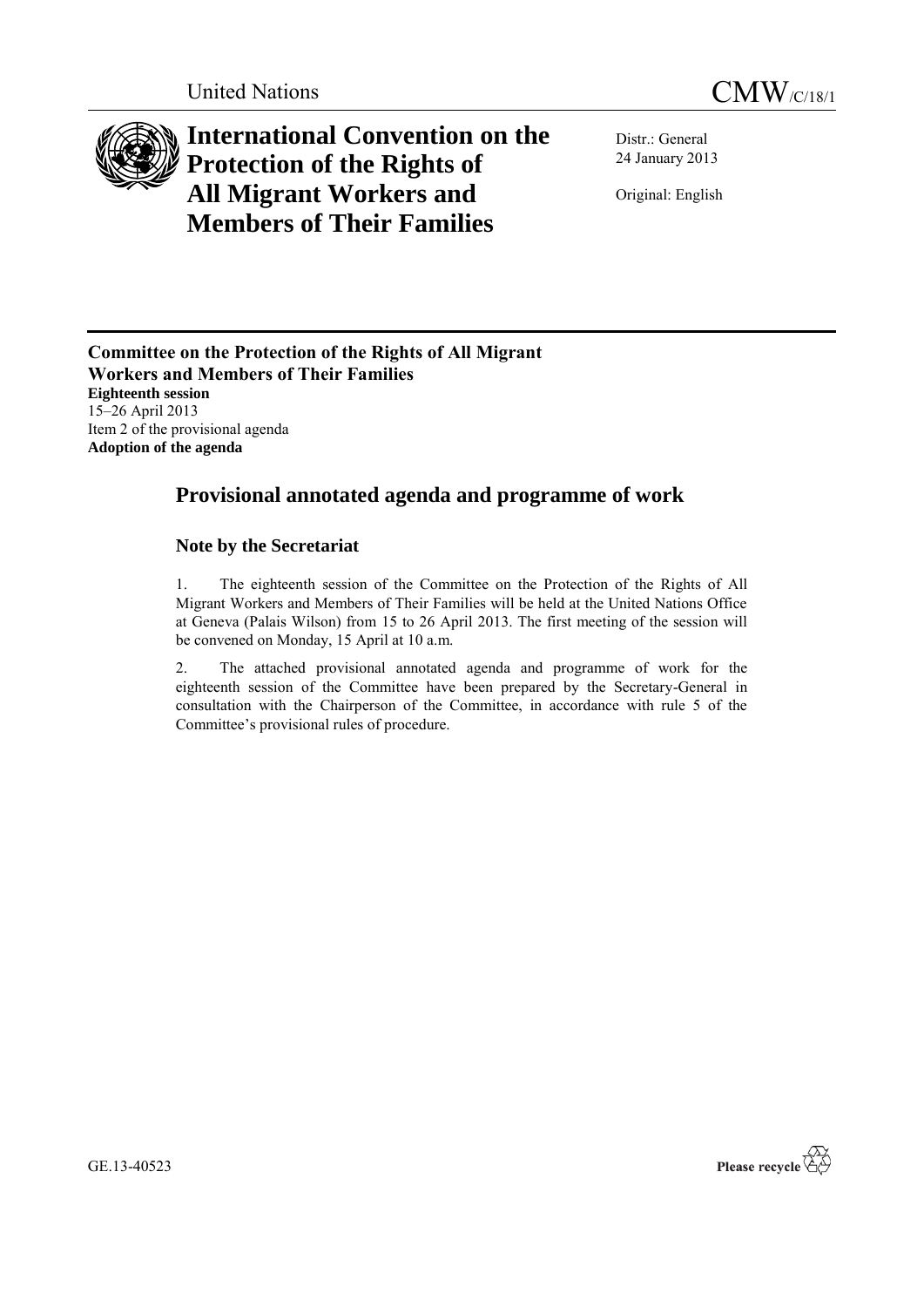United Nations CMW/C/18/1

# International Convention on the Protection of the Rights of All Migrant Workers and Members of Their Families

Distr.: General
24 January 2013

Original: English

**Committee on the Protection of the Rights of All Migrant Workers and Members of Their Families**
**Eighteenth session**
15–26 April 2013
Item 2 of the provisional agenda
**Adoption of the agenda**

## Provisional annotated agenda and programme of work

### Note by the Secretariat

1. The eighteenth session of the Committee on the Protection of the Rights of All Migrant Workers and Members of Their Families will be held at the United Nations Office at Geneva (Palais Wilson) from 15 to 26 April 2013. The first meeting of the session will be convened on Monday, 15 April at 10 a.m.

2. The attached provisional annotated agenda and programme of work for the eighteenth session of the Committee have been prepared by the Secretary-General in consultation with the Chairperson of the Committee, in accordance with rule 5 of the Committee's provisional rules of procedure.

GE.13-40523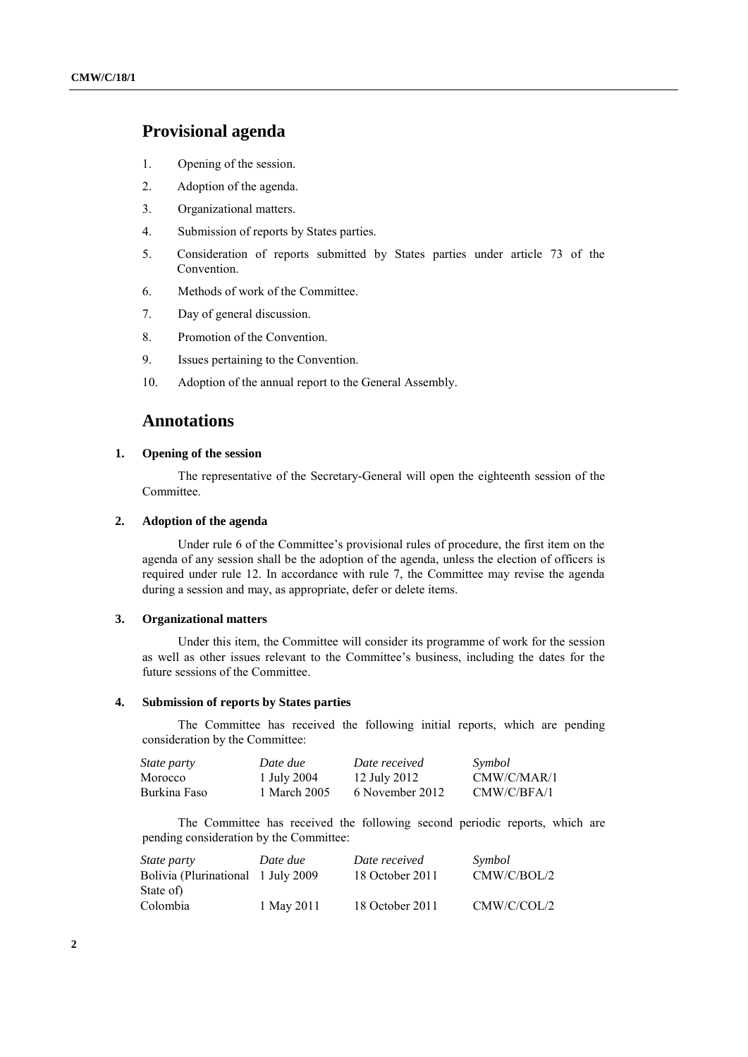# Provisional agenda

1. Opening of the session.
2. Adoption of the agenda.
3. Organizational matters.
4. Submission of reports by States parties.
5. Consideration of reports submitted by States parties under article 73 of the Convention.
6. Methods of work of the Committee.
7. Day of general discussion.
8. Promotion of the Convention.
9. Issues pertaining to the Convention.
10. Adoption of the annual report to the General Assembly.

# Annotations

### 1. Opening of the session

The representative of the Secretary-General will open the eighteenth session of the Committee.

### 2. Adoption of the agenda

Under rule 6 of the Committee's provisional rules of procedure, the first item on the agenda of any session shall be the adoption of the agenda, unless the election of officers is required under rule 12. In accordance with rule 7, the Committee may revise the agenda during a session and may, as appropriate, defer or delete items.

### 3. Organizational matters

Under this item, the Committee will consider its programme of work for the session as well as other issues relevant to the Committee's business, including the dates for the future sessions of the Committee.

### 4. Submission of reports by States parties

The Committee has received the following initial reports, which are pending consideration by the Committee:

| *State party* | *Date due* | *Date received* | *Symbol* |
|---|---|---|---|
| Morocco | 1 July 2004 | 12 July 2012 | CMW/C/MAR/1 |
| Burkina Faso | 1 March 2005 | 6 November 2012 | CMW/C/BFA/1 |

The Committee has received the following second periodic reports, which are pending consideration by the Committee:

| *State party* | *Date due* | *Date received* | *Symbol* |
|---|---|---|---|
| Bolivia (Plurinational State of) | 1 July 2009 | 18 October 2011 | CMW/C/BOL/2 |
| Colombia | 1 May 2011 | 18 October 2011 | CMW/C/COL/2 |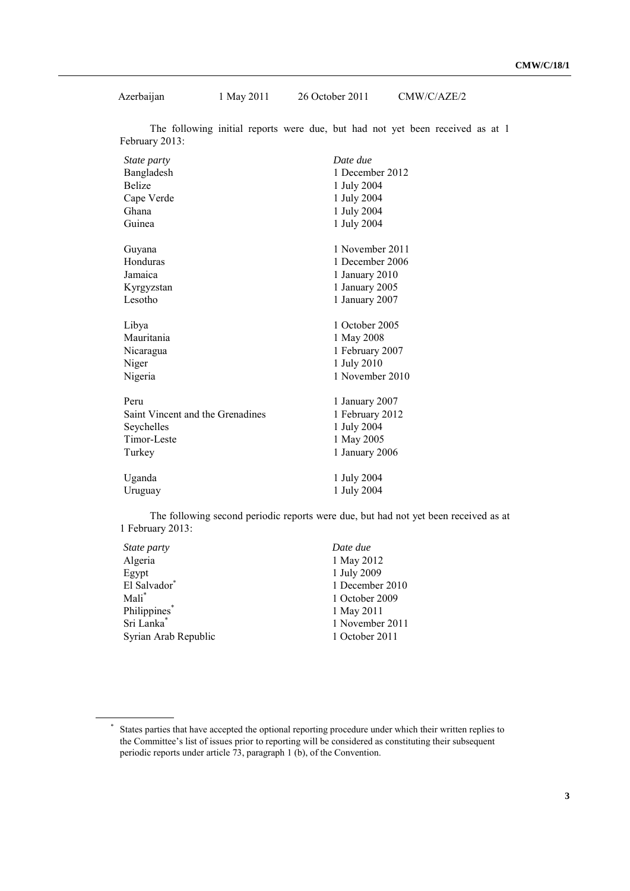| | | | |
|---|---|---|---|
| Azerbaijan | 1 May 2011 | 26 October 2011 | CMW/C/AZE/2 |

The following initial reports were due, but had not yet been received as at 1 February 2013:

| *State party* | *Date due* |
|---|---|
| Bangladesh | 1 December 2012 |
| Belize | 1 July 2004 |
| Cape Verde | 1 July 2004 |
| Ghana | 1 July 2004 |
| Guinea | 1 July 2004 |
| Guyana | 1 November 2011 |
| Honduras | 1 December 2006 |
| Jamaica | 1 January 2010 |
| Kyrgyzstan | 1 January 2005 |
| Lesotho | 1 January 2007 |
| Libya | 1 October 2005 |
| Mauritania | 1 May 2008 |
| Nicaragua | 1 February 2007 |
| Niger | 1 July 2010 |
| Nigeria | 1 November 2010 |
| Peru | 1 January 2007 |
| Saint Vincent and the Grenadines | 1 February 2012 |
| Seychelles | 1 July 2004 |
| Timor-Leste | 1 May 2005 |
| Turkey | 1 January 2006 |
| Uganda | 1 July 2004 |
| Uruguay | 1 July 2004 |

The following second periodic reports were due, but had not yet been received as at 1 February 2013:

| *State party* | *Date due* |
|---|---|
| Algeria | 1 May 2012 |
| Egypt | 1 July 2009 |
| El Salvador* | 1 December 2010 |
| Mali* | 1 October 2009 |
| Philippines* | 1 May 2011 |
| Sri Lanka* | 1 November 2011 |
| Syrian Arab Republic | 1 October 2011 |

\* States parties that have accepted the optional reporting procedure under which their written replies to the Committee's list of issues prior to reporting will be considered as constituting their subsequent periodic reports under article 73, paragraph 1 (b), of the Convention.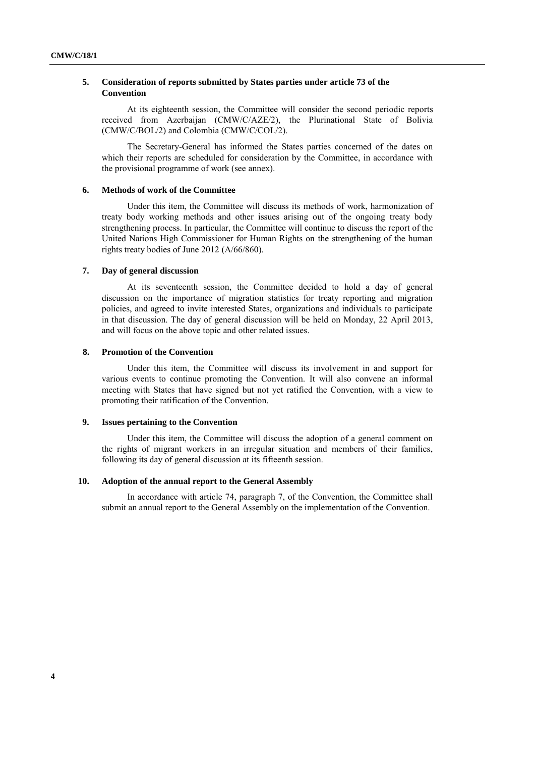### 5. Consideration of reports submitted by States parties under article 73 of the Convention

At its eighteenth session, the Committee will consider the second periodic reports received from Azerbaijan (CMW/C/AZE/2), the Plurinational State of Bolivia (CMW/C/BOL/2) and Colombia (CMW/C/COL/2).

The Secretary-General has informed the States parties concerned of the dates on which their reports are scheduled for consideration by the Committee, in accordance with the provisional programme of work (see annex).

### 6. Methods of work of the Committee

Under this item, the Committee will discuss its methods of work, harmonization of treaty body working methods and other issues arising out of the ongoing treaty body strengthening process. In particular, the Committee will continue to discuss the report of the United Nations High Commissioner for Human Rights on the strengthening of the human rights treaty bodies of June 2012 (A/66/860).

### 7. Day of general discussion

At its seventeenth session, the Committee decided to hold a day of general discussion on the importance of migration statistics for treaty reporting and migration policies, and agreed to invite interested States, organizations and individuals to participate in that discussion. The day of general discussion will be held on Monday, 22 April 2013, and will focus on the above topic and other related issues.

### 8. Promotion of the Convention

Under this item, the Committee will discuss its involvement in and support for various events to continue promoting the Convention. It will also convene an informal meeting with States that have signed but not yet ratified the Convention, with a view to promoting their ratification of the Convention.

### 9. Issues pertaining to the Convention

Under this item, the Committee will discuss the adoption of a general comment on the rights of migrant workers in an irregular situation and members of their families, following its day of general discussion at its fifteenth session.

### 10. Adoption of the annual report to the General Assembly

In accordance with article 74, paragraph 7, of the Convention, the Committee shall submit an annual report to the General Assembly on the implementation of the Convention.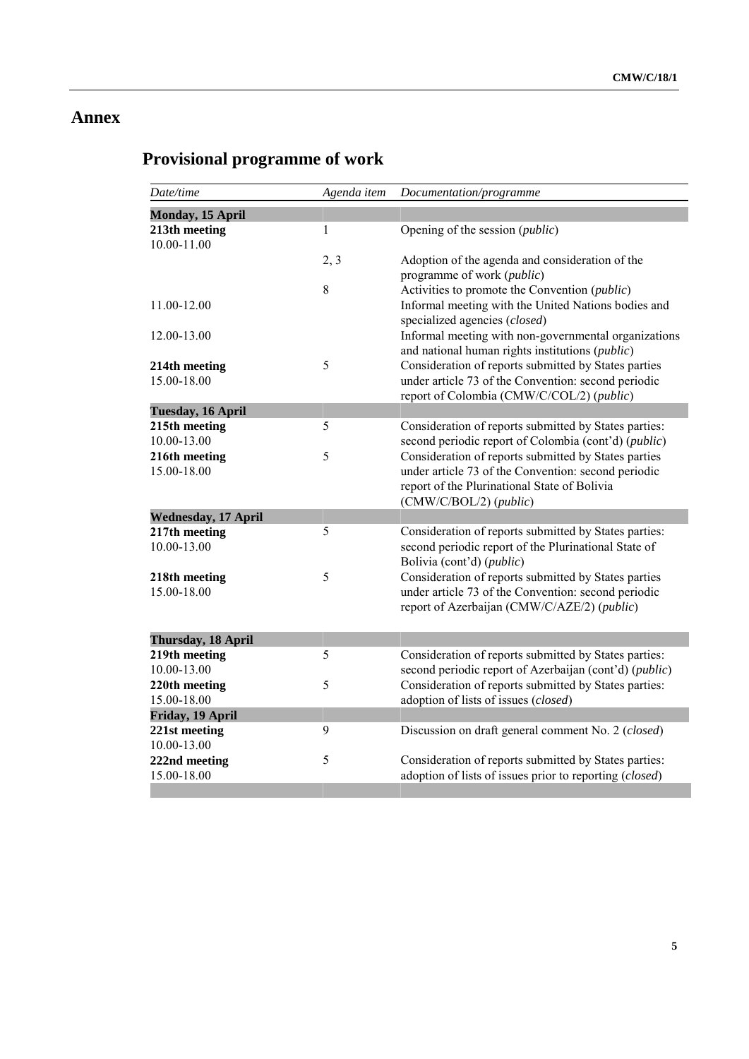# Annex

## Provisional programme of work

| *Date/time* | *Agenda item* | *Documentation/programme* |
|---|---|---|
| **Monday, 15 April** | | |
| **213th meeting**<br>10.00-11.00 | 1 | Opening of the session (*public*) |
| | 2, 3 | Adoption of the agenda and consideration of the programme of work (*public*) |
| | 8 | Activities to promote the Convention (*public*) |
| 11.00-12.00 | | Informal meeting with the United Nations bodies and specialized agencies (*closed*) |
| 12.00-13.00 | | Informal meeting with non-governmental organizations and national human rights institutions (*public*) |
| **214th meeting**<br>15.00-18.00 | 5 | Consideration of reports submitted by States parties under article 73 of the Convention: second periodic report of Colombia (CMW/C/COL/2) (*public*) |
| **Tuesday, 16 April** | | |
| **215th meeting**<br>10.00-13.00 | 5 | Consideration of reports submitted by States parties: second periodic report of Colombia (cont'd) (*public*) |
| **216th meeting**<br>15.00-18.00 | 5 | Consideration of reports submitted by States parties under article 73 of the Convention: second periodic report of the Plurinational State of Bolivia (CMW/C/BOL/2) (*public*) |
| **Wednesday, 17 April** | | |
| **217th meeting**<br>10.00-13.00 | 5 | Consideration of reports submitted by States parties: second periodic report of the Plurinational State of Bolivia (cont'd) (*public*) |
| **218th meeting**<br>15.00-18.00 | 5 | Consideration of reports submitted by States parties under article 73 of the Convention: second periodic report of Azerbaijan (CMW/C/AZE/2) (*public*) |
| **Thursday, 18 April** | | |
| **219th meeting**<br>10.00-13.00 | 5 | Consideration of reports submitted by States parties: second periodic report of Azerbaijan (cont'd) (*public*) |
| **220th meeting**<br>15.00-18.00 | 5 | Consideration of reports submitted by States parties: adoption of lists of issues (*closed*) |
| **Friday, 19 April** | | |
| **221st meeting**<br>10.00-13.00 | 9 | Discussion on draft general comment No. 2 (*closed*) |
| **222nd meeting**<br>15.00-18.00 | 5 | Consideration of reports submitted by States parties: adoption of lists of issues prior to reporting (*closed*) |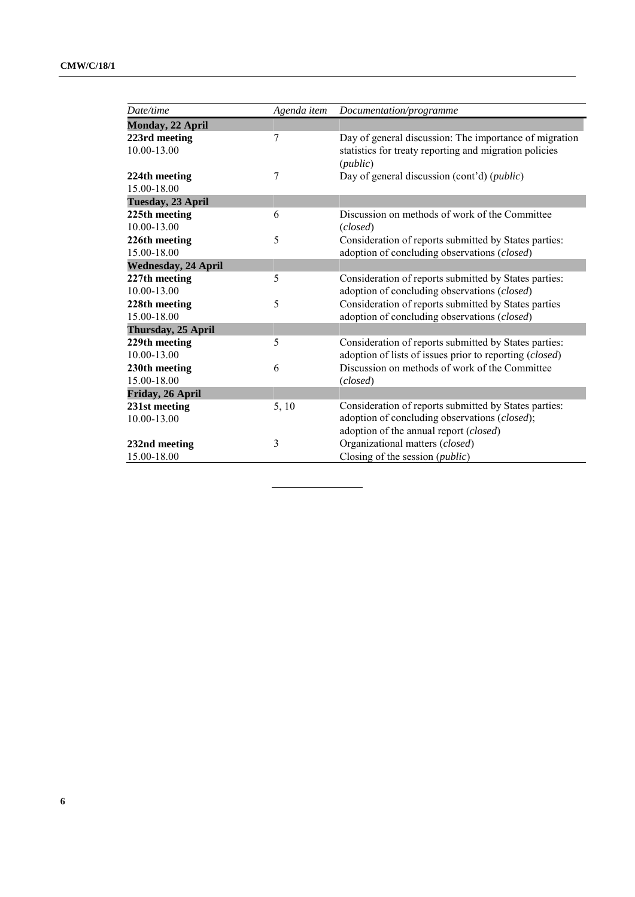| *Date/time* | *Agenda item* | *Documentation/programme* |
|---|---|---|
| **Monday, 22 April** | | |
| **223rd meeting** 10.00-13.00 | 7 | Day of general discussion: The importance of migration statistics for treaty reporting and migration policies (*public*) |
| **224th meeting** 15.00-18.00 | 7 | Day of general discussion (cont'd) (*public*) |
| **Tuesday, 23 April** | | |
| **225th meeting** 10.00-13.00 | 6 | Discussion on methods of work of the Committee (*closed*) |
| **226th meeting** 15.00-18.00 | 5 | Consideration of reports submitted by States parties: adoption of concluding observations (*closed*) |
| **Wednesday, 24 April** | | |
| **227th meeting** 10.00-13.00 | 5 | Consideration of reports submitted by States parties: adoption of concluding observations (*closed*) |
| **228th meeting** 15.00-18.00 | 5 | Consideration of reports submitted by States parties adoption of concluding observations (*closed*) |
| **Thursday, 25 April** | | |
| **229th meeting** 10.00-13.00 | 5 | Consideration of reports submitted by States parties: adoption of lists of issues prior to reporting (*closed*) |
| **230th meeting** 15.00-18.00 | 6 | Discussion on methods of work of the Committee (*closed*) |
| **Friday, 26 April** | | |
| **231st meeting** 10.00-13.00 | 5, 10 | Consideration of reports submitted by States parties: adoption of concluding observations (*closed*); adoption of the annual report (*closed*) |
| **232nd meeting** 15.00-18.00 | 3 | Organizational matters (*closed*) Closing of the session (*public*) |